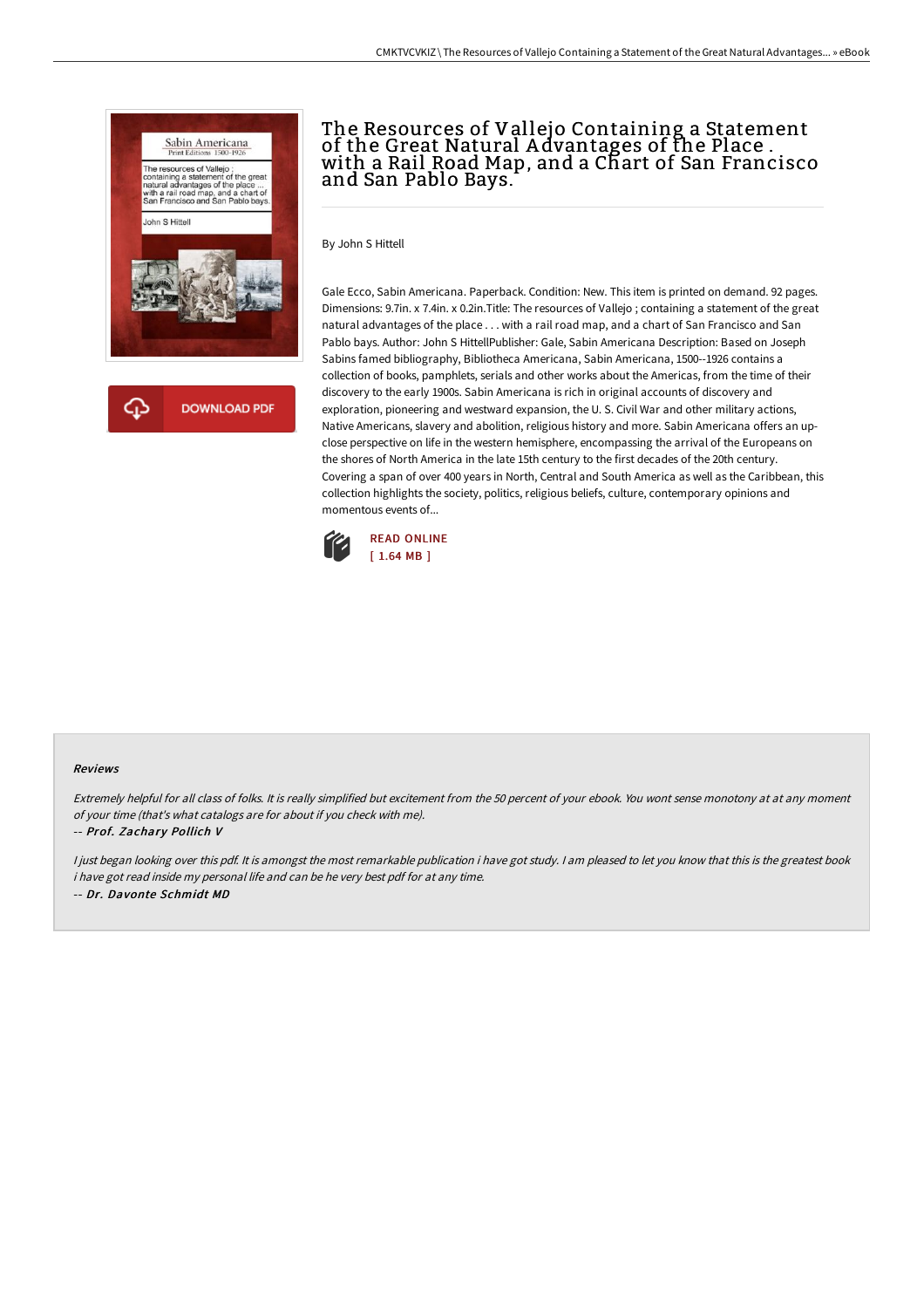# The Resources of Vallejo Containing a Statement of the Great Natural Advantages of the Place . with a Rail Road Map, and a Chart of San Francisco and San Pablo Bays.

By John S Hittell

Gale Ecco, Sabin Americana. Paperback. Condition: New. This item is printed on demand. 92 pages. Dimensions: 9.7in. x 7.4in. x 0.2in.Title: The resources of Vallejo ; containing a statement of the great natural advantages of the place . . . with a rail road map, and a chart of San Francisco and San Pablo bays. Author: John S HittellPublisher: Gale, Sabin Americana Description: Based on Joseph Sabins famed bibliography, Bibliotheca Americana, Sabin Americana, 1500--1926 contains a collection of books, pamphlets, serials and other works about the Americas, from the time of their discovery to the early 1900s. Sabin Americana is rich in original accounts of discovery and exploration, pioneering and westward expansion, the U. S. Civil War and other military actions, Native Americans, slavery and abolition, religious history and more. Sabin Americana offers an up-close perspective on life in the western hemisphere, encompassing the arrival of the Europeans on the shores of North America in the late 15th century to the first decades of the 20th century. Covering a span of over 400 years in North, Central and South America as well as the Caribbean, this collection highlights the society, politics, religious beliefs, culture, contemporary opinions and momentous events of...

READ ONLINE
[ 1.64 MB ]

#### Reviews

*Extremely helpful for all class of folks. It is really simplified but excitement from the 50 percent of your ebook. You wont sense monotony at at any moment of your time (that's what catalogs are for about if you check with me).*

*-- Prof. Zachary Pollich V*

*I just began looking over this pdf. It is amongst the most remarkable publication i have got study. I am pleased to let you know that this is the greatest book i have got read inside my personal life and can be he very best pdf for at any time.*

*-- Dr. Davonte Schmidt MD*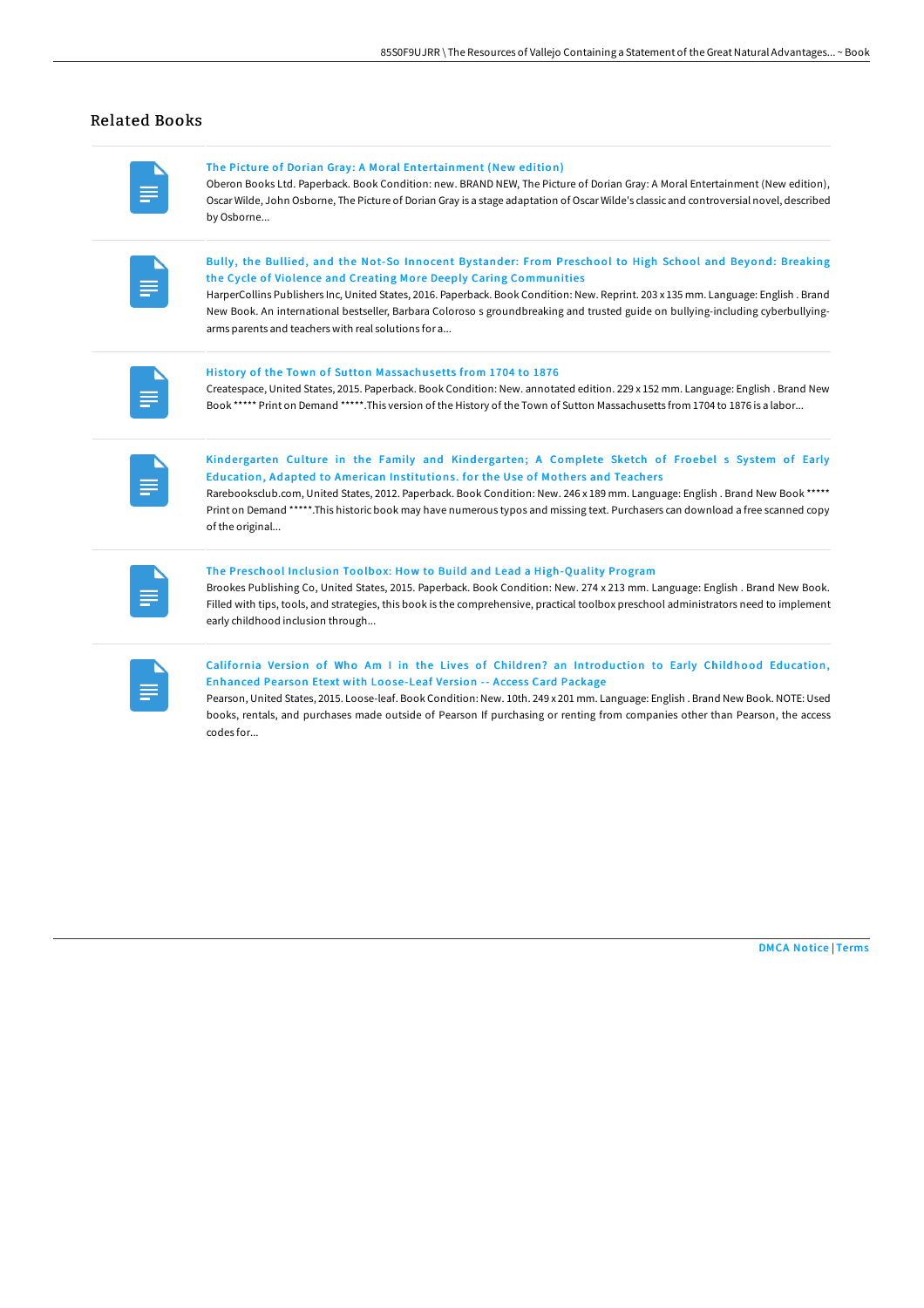## Related Books

**The Picture of Dorian Gray: A Moral Entertainment (New edition)**

Oberon Books Ltd. Paperback. Book Condition: new. BRAND NEW, The Picture of Dorian Gray: A Moral Entertainment (New edition), Oscar Wilde, John Osborne, The Picture of Dorian Gray is a stage adaptation of Oscar Wilde's classic and controversial novel, described by Osborne...

**Bully, the Bullied, and the Not-So Innocent Bystander: From Preschool to High School and Beyond: Breaking the Cycle of Violence and Creating More Deeply Caring Communities**

HarperCollins Publishers Inc, United States, 2016. Paperback. Book Condition: New. Reprint. 203 x 135 mm. Language: English . Brand New Book. An international bestseller, Barbara Coloroso s groundbreaking and trusted guide on bullying-including cyberbullying-arms parents and teachers with real solutions for a...

**History of the Town of Sutton Massachusetts from 1704 to 1876**

Createspace, United States, 2015. Paperback. Book Condition: New. annotated edition. 229 x 152 mm. Language: English . Brand New Book ***** Print on Demand *****.This version of the History of the Town of Sutton Massachusetts from 1704 to 1876 is a labor...

**Kindergarten Culture in the Family and Kindergarten; A Complete Sketch of Froebel s System of Early Education, Adapted to American Institutions. for the Use of Mothers and Teachers**

Rarebooksclub.com, United States, 2012. Paperback. Book Condition: New. 246 x 189 mm. Language: English . Brand New Book ***** Print on Demand *****.This historic book may have numerous typos and missing text. Purchasers can download a free scanned copy of the original...

**The Preschool Inclusion Toolbox: How to Build and Lead a High-Quality Program**

Brookes Publishing Co, United States, 2015. Paperback. Book Condition: New. 274 x 213 mm. Language: English . Brand New Book. Filled with tips, tools, and strategies, this book is the comprehensive, practical toolbox preschool administrators need to implement early childhood inclusion through...

**California Version of Who Am I in the Lives of Children? an Introduction to Early Childhood Education, Enhanced Pearson Etext with Loose-Leaf Version -- Access Card Package**

Pearson, United States, 2015. Loose-leaf. Book Condition: New. 10th. 249 x 201 mm. Language: English . Brand New Book. NOTE: Used books, rentals, and purchases made outside of Pearson If purchasing or renting from companies other than Pearson, the access codes for...

DMCA Notice | Terms